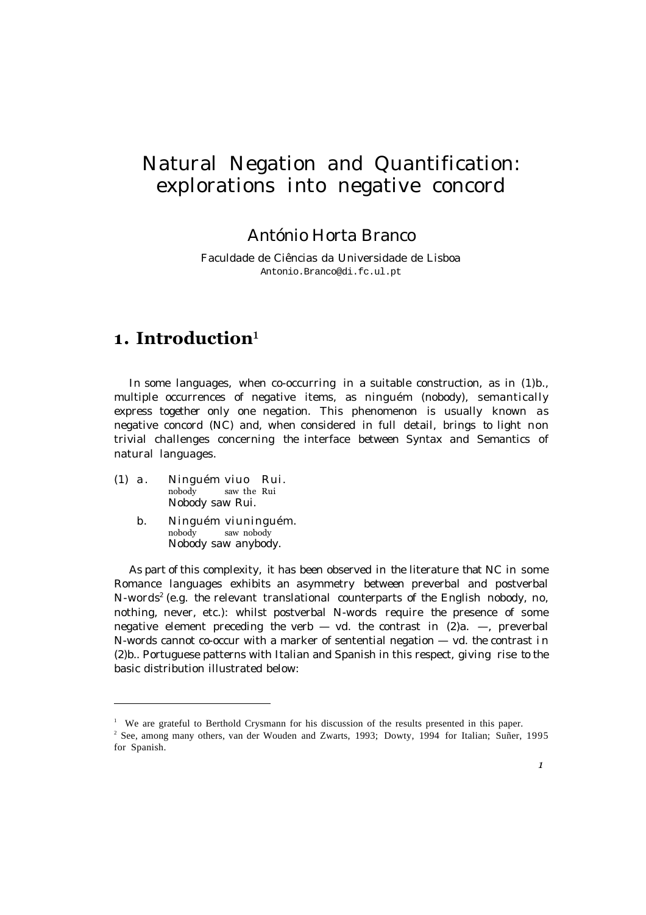# Natural Negation and Quantification: explorations into negative concord

## António Horta Branco

Faculdade de Ciências da Universidade de Lisboa
Antonio.Branco@di.fc.ul.pt

## 1. Introduction[1]

In some languages, when co-occurring in a suitable construction, as in (1)b., multiple occurrences of negative items, as *ninguém* (nobody), semantically express together only one negation. This phenomenon is usually known as negative concord (NC) and, when considered in full detail, brings to light non trivial challenges concerning the interface between Syntax and Semantics of natural languages.

(1) a. Ninguém viu o Rui.
   nobody saw the Rui
   Nobody saw Rui.

 b. Ninguém viu ninguém.
   nobody saw nobody
   Nobody saw anybody.

As part of this complexity, it has been observed in the literature that NC in some Romance languages exhibits an asymmetry between preverbal and postverbal N-words[2] (e.g. the relevant translational counterparts of the English nobody, no, nothing, never, etc.): whilst postverbal N-words require the presence of some negative element preceding the verb — vd. the contrast in (2)a. —, preverbal N-words cannot co-occur with a marker of sentential negation — vd. the contrast in (2)b.. Portuguese patterns with Italian and Spanish in this respect, giving rise to the basic distribution illustrated below:

---

[1] We are grateful to Berthold Crysmann for his discussion of the results presented in this paper.

[2] See, among many others, van der Wouden and Zwarts, 1993; Dowty, 1994 for Italian; Suñer, 1995 for Spanish.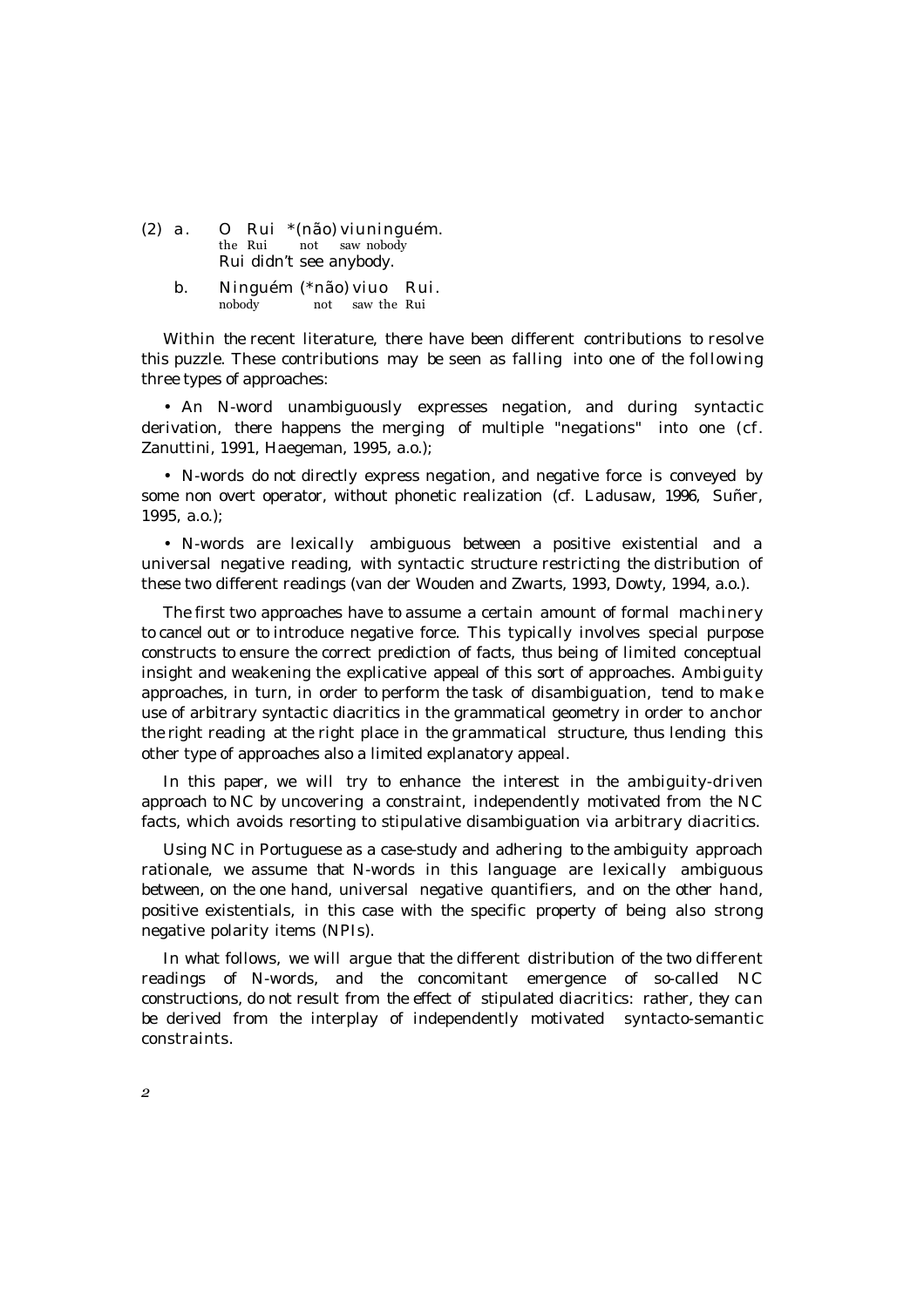(2) a. O Rui *(não) viu ninguém.
the Rui not saw nobody
Rui didn't see anybody.

b. Ninguém (*não) viu o Rui.
nobody not saw the Rui

Within the recent literature, there have been different contributions to resolve this puzzle. These contributions may be seen as falling into one of the following three types of approaches:

• An N-word unambiguously expresses negation, and during syntactic derivation, there happens the merging of multiple "negations" into one (cf. Zanuttini, 1991, Haegeman, 1995, a.o.);

• N-words do not directly express negation, and negative force is conveyed by some non overt operator, without phonetic realization (cf. Ladusaw, 1996, Suñer, 1995, a.o.);

• N-words are lexically ambiguous between a positive existential and a universal negative reading, with syntactic structure restricting the distribution of these two different readings (van der Wouden and Zwarts, 1993, Dowty, 1994, a.o.).

The first two approaches have to assume a certain amount of formal machinery to cancel out or to introduce negative force. This typically involves special purpose constructs to ensure the correct prediction of facts, thus being of limited conceptual insight and weakening the explicative appeal of this sort of approaches. Ambiguity approaches, in turn, in order to perform the task of disambiguation, tend to make use of arbitrary syntactic diacritics in the grammatical geometry in order to anchor the right reading at the right place in the grammatical structure, thus lending this other type of approaches also a limited explanatory appeal.

In this paper, we will try to enhance the interest in the ambiguity-driven approach to NC by uncovering a constraint, independently motivated from the NC facts, which avoids resorting to stipulative disambiguation via arbitrary diacritics.

Using NC in Portuguese as a case-study and adhering to the ambiguity approach rationale, we assume that N-words in this language are lexically ambiguous between, on the one hand, universal negative quantifiers, and on the other hand, positive existentials, in this case with the specific property of being also strong negative polarity items (NPIs).

In what follows, we will argue that the different distribution of the two different readings of N-words, and the concomitant emergence of so-called NC constructions, do not result from the effect of stipulated diacritics: rather, they can be derived from the interplay of independently motivated syntacto-semantic constraints.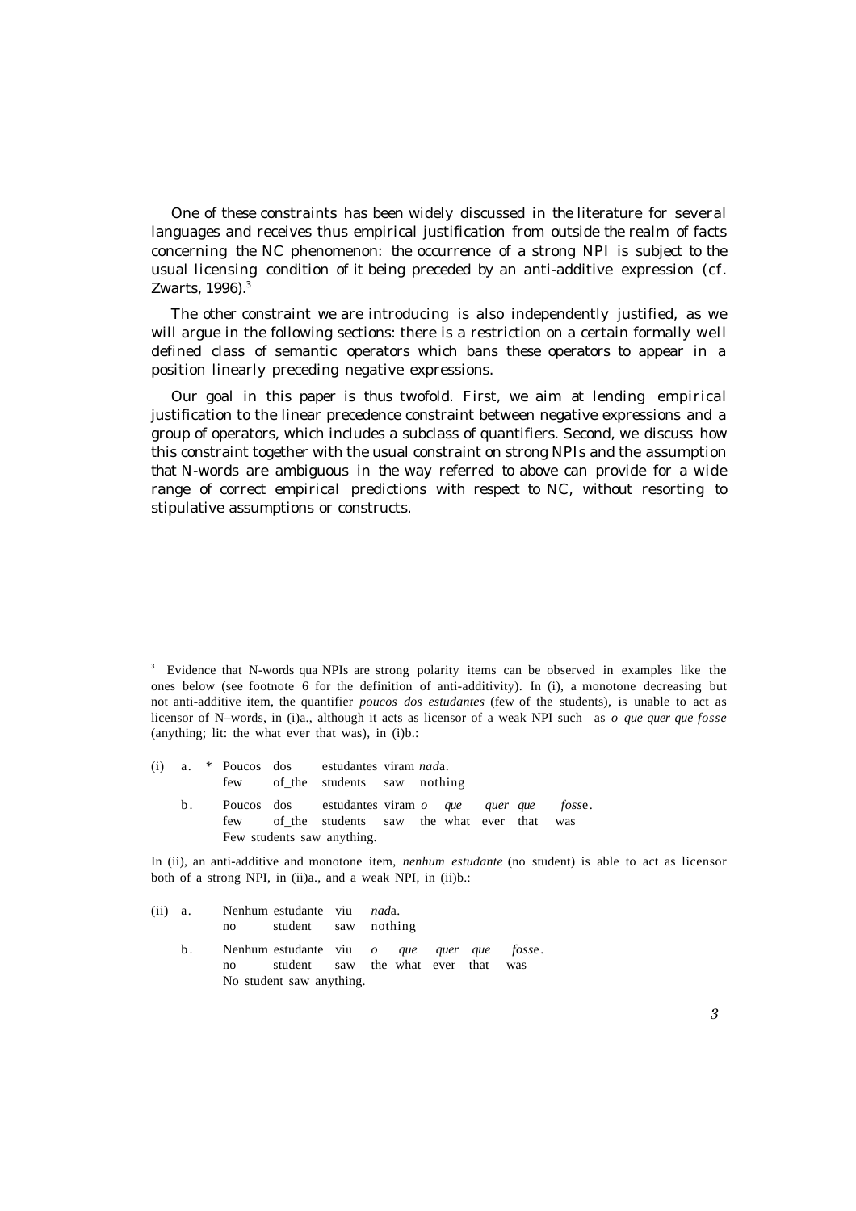One of these constraints has been widely discussed in the literature for several languages and receives thus empirical justification from outside the realm of facts concerning the NC phenomenon: the occurrence of a strong NPI is subject to the usual licensing condition of it being preceded by an anti-additive expression (cf. Zwarts, 1996).[3]

The other constraint we are introducing is also independently justified, as we will argue in the following sections: there is a restriction on a certain formally well defined class of semantic operators which bans these operators to appear in a position linearly preceding negative expressions.

Our goal in this paper is thus twofold. First, we aim at lending empirical justification to the linear precedence constraint between negative expressions and a group of operators, which includes a subclass of quantifiers. Second, we discuss how this constraint together with the usual constraint on strong NPIs and the assumption that N-words are ambiguous in the way referred to above can provide for a wide range of correct empirical predictions with respect to NC, without resorting to stipulative assumptions or constructs.

---

[3] Evidence that N-words qua NPIs are strong polarity items can be observed in examples like the ones below (see footnote 6 for the definition of anti-additivity). In (i), a monotone decreasing but not anti-additive item, the quantifier *poucos dos estudantes* (few of the students), is unable to act as licensor of N–words, in (i)a., although it acts as licensor of a weak NPI such as *o que quer que fosse* (anything; lit: the what ever that was), in (i)b.:

(i) a. * Poucos dos estudantes viram *nada*.
few of_the students saw nothing

b. Poucos dos estudantes viram *o que quer que fosse*.
few of_the students saw the what ever that was
Few students saw anything.

In (ii), an anti-additive and monotone item, *nenhum estudante* (no student) is able to act as licensor both of a strong NPI, in (ii)a., and a weak NPI, in (ii)b.:

(ii) a. Nenhum estudante viu *nada*.
no student saw nothing

b. Nenhum estudante viu *o que quer que fosse*.
no student saw the what ever that was
No student saw anything.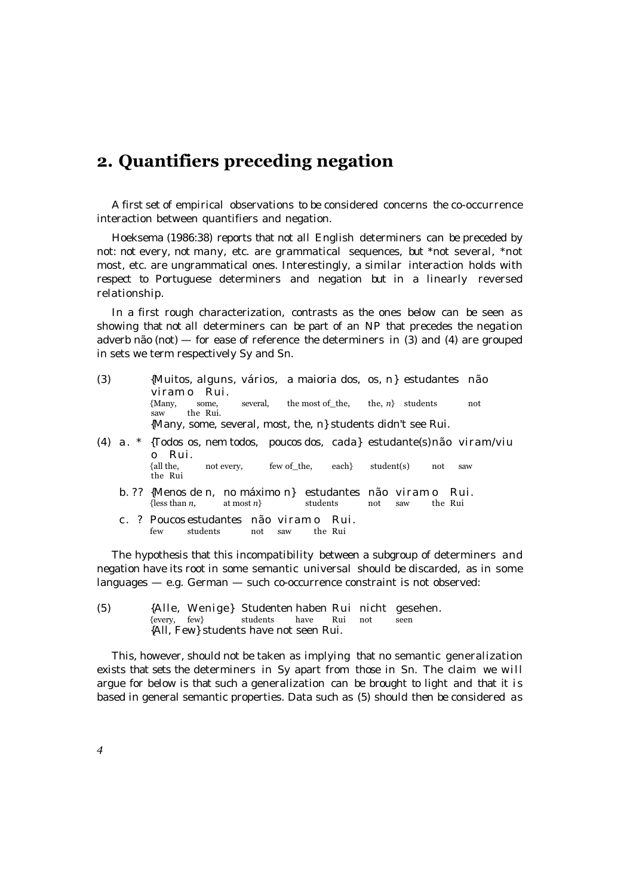## 2. Quantifiers preceding negation

A first set of empirical observations to be considered concerns the co-occurrence interaction between quantifiers and negation.

Hoeksema (1986:38) reports that not all English determiners can be preceded by not: not every, not many, etc. are grammatical sequences, but *not several, *not most, etc. are ungrammatical ones. Interestingly, a similar interaction holds with respect to Portuguese determiners and negation but in a linearly reversed relationship.

In a first rough characterization, contrasts as the ones below can be seen as showing that not all determiners can be part of an NP that precedes the negation adverb não (not) — for ease of reference the determiners in (3) and (4) are grouped in sets we term respectively Sy and Sn.

(3) {Muitos, alguns, vários, a maioria dos, os, n} estudantes não viram o Rui.
{Many, some, several, the most of_the, the, *n*} students not saw the Rui.
{Many, some, several, most, the, n} students didn't see Rui.

(4) a. * {Todos os, nem todos, poucos dos, cada} estudante(s) não viram/viu o Rui.
{all the, not every, few of_the, each} student(s) not saw the Rui

b. ?? {Menos de n, no máximo n} estudantes não viram o Rui.
{less than *n*, at most *n*} students not saw the Rui

c. ? Poucos estudantes não viram o Rui.
few students not saw the Rui

The hypothesis that this incompatibility between a subgroup of determiners and negation have its root in some semantic universal should be discarded, as in some languages — e.g. German — such co-occurrence constraint is not observed:

(5) {Alle, Wenige} Studenten haben Rui nicht gesehen.
{every, few} students have Rui not seen
{All, Few} students have not seen Rui.

This, however, should not be taken as implying that no semantic generalization exists that sets the determiners in Sy apart from those in Sn. The claim we will argue for below is that such a generalization can be brought to light and that it is based in general semantic properties. Data such as (5) should then be considered as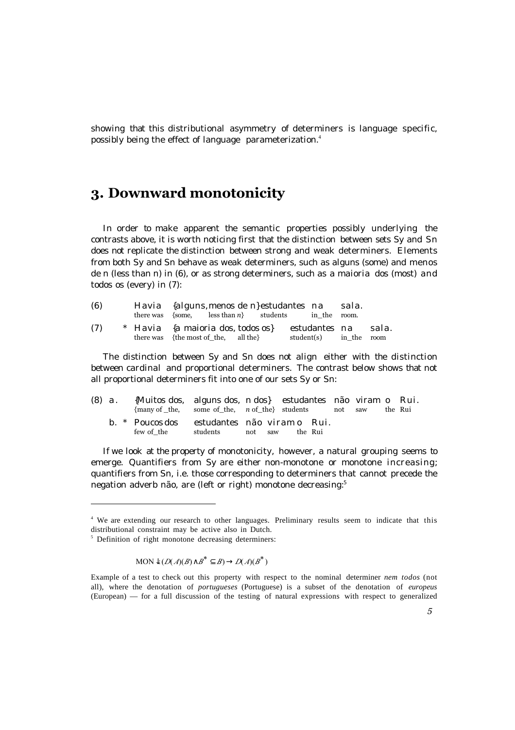showing that this distributional asymmetry of determiners is language specific, possibly being the effect of language parameterization.[4]

# 3. Downward monotonicity

In order to make apparent the semantic properties possibly underlying the contrasts above, it is worth noticing first that the distinction between sets Sy and Sn does not replicate the distinction between strong and weak determiners. Elements from both Sy and Sn behave as weak determiners, such as alguns (some) and menos de n (less than n) in (6), or as strong determiners, such as a maioria dos (most) and todos os (every) in (7):

(6) Havia {alguns, menos de n} estudantes na sala.
there was {some, less than *n*} students in_the room.

(7) * Havia {a maioria dos, todos os} estudantes na sala.
there was {the most of_the, all the} student(s) in_the room

The distinction between Sy and Sn does not align either with the distinction between cardinal and proportional determiners. The contrast below shows that not all proportional determiners fit into one of our sets Sy or Sn:

(8) a. {Muitos dos, alguns dos, n dos} estudantes não viram o Rui.
{many of _the, some of_the, *n* of_the} students not saw the Rui

b. * Poucos dos estudantes não viram o Rui.
few of_the students not saw the Rui

If we look at the property of monotonicity, however, a natural grouping seems to emerge. Quantifiers from Sy are either non-monotone or monotone increasing; quantifiers from Sn, i.e. those corresponding to determiners that cannot precede the negation adverb não, are (left or right) monotone decreasing:[5]

---

[4] We are extending our research to other languages. Preliminary results seem to indicate that this distributional constraint may be active also in Dutch.

[5] Definition of right monotone decreasing determiners:

$$\text{MON}\downarrow: (D(A)(B) \wedge B^* \subseteq B) \rightarrow D(A)(B^*)$$

Example of a test to check out this property with respect to the nominal determiner *nem todos* (not all), where the denotation of *portugueses* (Portuguese) is a subset of the denotation of *europeus* (European) — for a full discussion of the testing of natural expressions with respect to generalized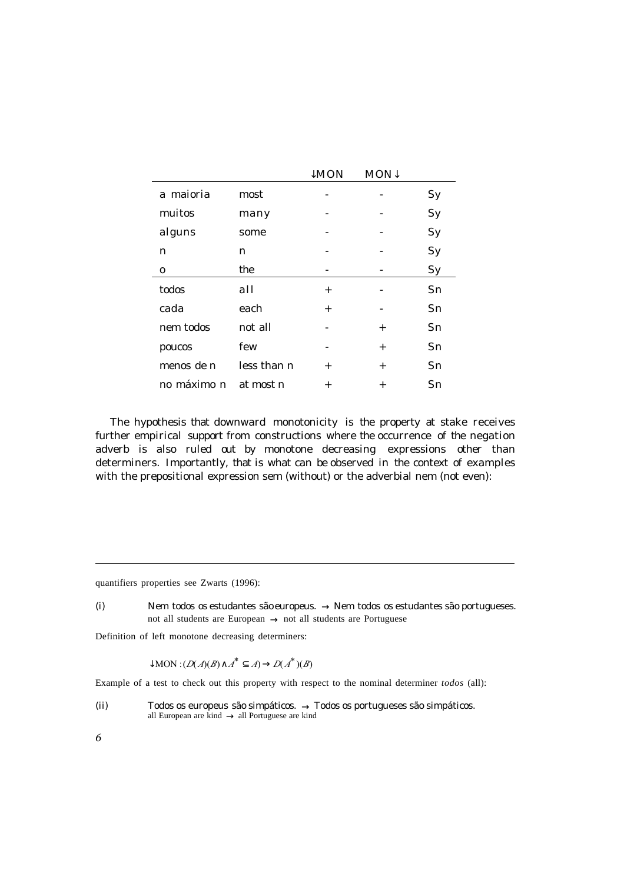| | | ↓MON | MON↓ | |
|---|---|---|---|---|
| a maioria | most | - | - | Sy |
| muitos | many | - | - | Sy |
| alguns | some | - | - | Sy |
| n | n | - | - | Sy |
| o | the | - | - | Sy |
| todos | all | + | - | Sn |
| cada | each | + | - | Sn |
| nem todos | not all | - | + | Sn |
| poucos | few | - | + | Sn |
| menos de n | less than n | + | + | Sn |
| no máximo n | at most n | + | + | Sn |

The hypothesis that downward monotonicity is the property at stake receives further empirical support from constructions where the occurrence of the negation adverb is also ruled out by monotone decreasing expressions other than determiners. Importantly, that is what can be observed in the context of examples with the prepositional expression sem (without) or the adverbial nem (not even):

---

quantifiers properties see Zwarts (1996):

(i) Nem todos os estudantes são europeus. → Nem todos os estudantes são portugueses.
not all students are European → not all students are Portuguese

Definition of left monotone decreasing determiners:

$$\downarrow\text{MON} : (D(A)(B) \wedge A^{*} \subseteq A) \rightarrow D(A^{*})(B)$$

Example of a test to check out this property with respect to the nominal determiner *todos* (all):

(ii) Todos os europeus são simpáticos. → Todos os portugueses são simpáticos.
all European are kind → all Portuguese are kind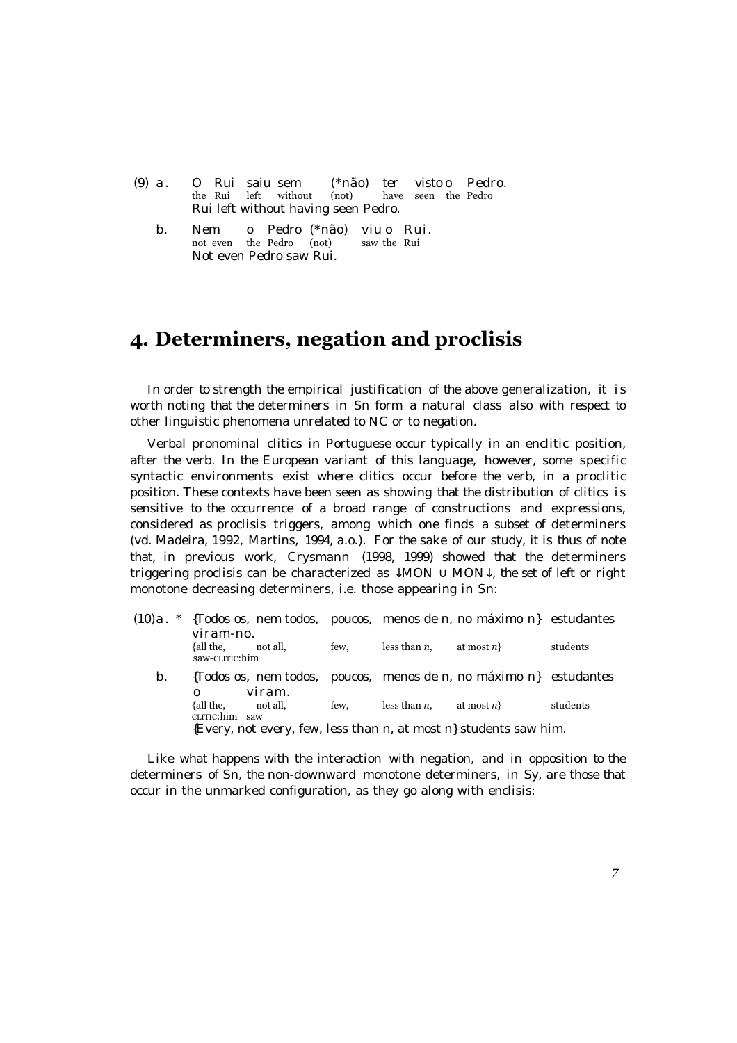(9) a. O Rui saiu sem (*não) ter visto o Pedro.
the Rui left without (not) have seen the Pedro
Rui left without having seen Pedro.

b. Nem o Pedro (*não) viu o Rui.
not even the Pedro (not) saw the Rui
Not even Pedro saw Rui.

# 4. Determiners, negation and proclisis

In order to strength the empirical justification of the above generalization, it is worth noting that the determiners in Sn form a natural class also with respect to other linguistic phenomena unrelated to NC or to negation.

Verbal pronominal clitics in Portuguese occur typically in an enclitic position, after the verb. In the European variant of this language, however, some specific syntactic environments exist where clitics occur before the verb, in a proclitic position. These contexts have been seen as showing that the distribution of clitics is sensitive to the occurrence of a broad range of constructions and expressions, considered as proclisis triggers, among which one finds a subset of determiners (vd. Madeira, 1992, Martins, 1994, a.o.). For the sake of our study, it is thus of note that, in previous work, Crysmann (1998, 1999) showed that the determiners triggering proclisis can be characterized as ↓MON ∪ MON↓, the set of left or right monotone decreasing determiners, i.e. those appearing in Sn:

(10) a. * {Todos os, nem todos, poucos, menos de n, no máximo n} estudantes viram-no.
{all the, not all, few, less than *n*, at most *n*} students saw-CLITIC:him

b. {Todos os, nem todos, poucos, menos de n, no máximo n} estudantes o viram.
{all the, not all, few, less than *n*, at most *n*} students CLITIC:him saw
{Every, not every, few, less than n, at most n} students saw him.

Like what happens with the interaction with negation, and in opposition to the determiners of Sn, the non-downward monotone determiners, in Sy, are those that occur in the unmarked configuration, as they go along with enclisis: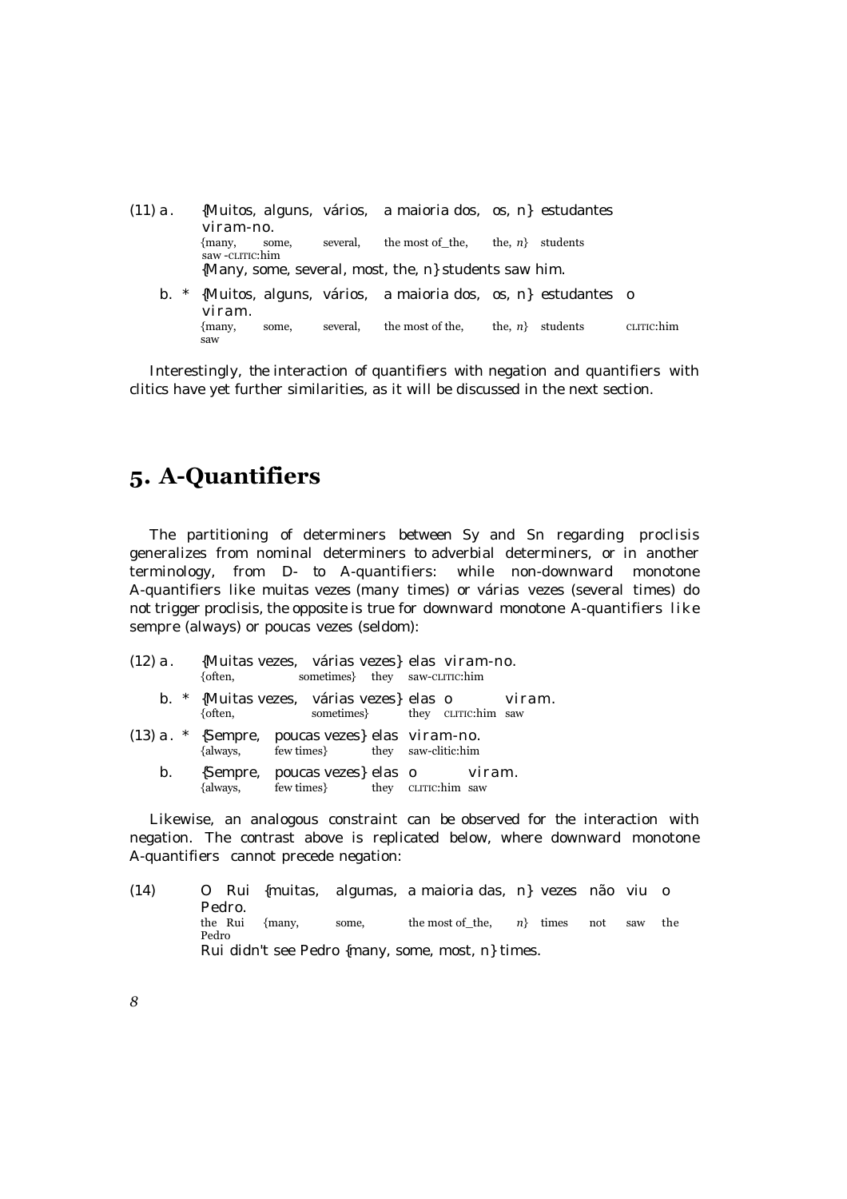(11) a. {Muitos, alguns, vários, a maioria dos, os, n} estudantes viram-no.
{many, some, several, the most of_the, the, *n*} students saw -CLITIC:him
{Many, some, several, most, the, n} students saw him.

b. * {Muitos, alguns, vários, a maioria dos, os, n} estudantes o viram.
{many, some, several, the most of the, the, *n*} students CLITIC:him saw

Interestingly, the interaction of quantifiers with negation and quantifiers with clitics have yet further similarities, as it will be discussed in the next section.

# 5. A-Quantifiers

The partitioning of determiners between Sy and Sn regarding proclisis generalizes from nominal determiners to adverbial determiners, or in another terminology, from D- to A-quantifiers: while non-downward monotone A-quantifiers like muitas vezes (many times) or várias vezes (several times) do not trigger proclisis, the opposite is true for downward monotone A-quantifiers like sempre (always) or poucas vezes (seldom):

(12) a. {Muitas vezes, várias vezes} elas viram-no.
{often, sometimes} they saw-CLITIC:him

b. * {Muitas vezes, várias vezes} elas o viram.
{often, sometimes} they CLITIC:him saw

(13) a. * {Sempre, poucas vezes} elas viram-no.
{always, few times} they saw-clitic:him

b. {Sempre, poucas vezes} elas o viram.
{always, few times} they CLITIC:him saw

Likewise, an analogous constraint can be observed for the interaction with negation. The contrast above is replicated below, where downward monotone A-quantifiers cannot precede negation:

(14) O Rui {muitas, algumas, a maioria das, n} vezes não viu o Pedro.
the Rui {many, some, the most of_the, *n*} times not saw the Pedro
Rui didn't see Pedro {many, some, most, n} times.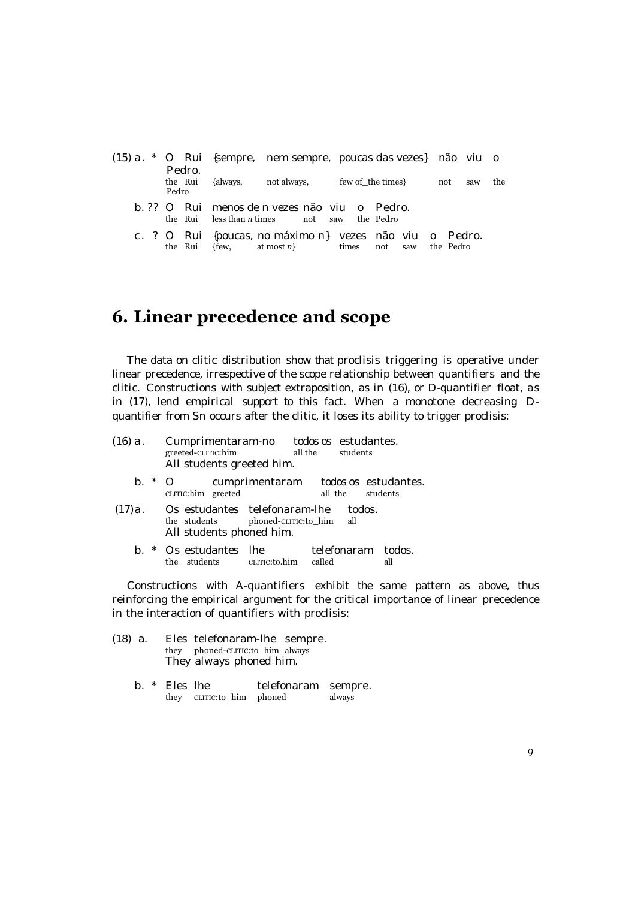(15) a. \* O Rui {sempre, nem sempre, poucas das vezes} não viu o Pedro.
the Rui {always, not always, few of_the times} not saw the Pedro

b. ?? O Rui menos de n vezes não viu o Pedro.
the Rui less than *n* times not saw the Pedro

c. ? O Rui {poucas, no máximo n} vezes não viu o Pedro.
the Rui {few, at most *n*} times not saw the Pedro

# 6. Linear precedence and scope

The data on clitic distribution show that proclisis triggering is operative under linear precedence, irrespective of the scope relationship between quantifiers and the clitic. Constructions with subject extraposition, as in (16), or D-quantifier float, as in (17), lend empirical support to this fact. When a monotone decreasing D-quantifier from Sn occurs after the clitic, it loses its ability to trigger proclisis:

(16) a. Cumprimentaram-no todos os estudantes.
greeted-CLITIC:him all the students
All students greeted him.

b. \* O cumprimentaram todos os estudantes.
CLITIC:him greeted all the students

(17) a. Os estudantes telefonaram-lhe todos.
the students phoned-CLITIC:to_him all
All students phoned him.

b. \* Os estudantes lhe telefonaram todos.
the students CLITIC:to.him called all

Constructions with A-quantifiers exhibit the same pattern as above, thus reinforcing the empirical argument for the critical importance of linear precedence in the interaction of quantifiers with proclisis:

(18) a. Eles telefonaram-lhe sempre.
they phoned-CLITIC:to_him always
They always phoned him.

b. \* Eles lhe telefonaram sempre.
they CLITIC:to_him phoned always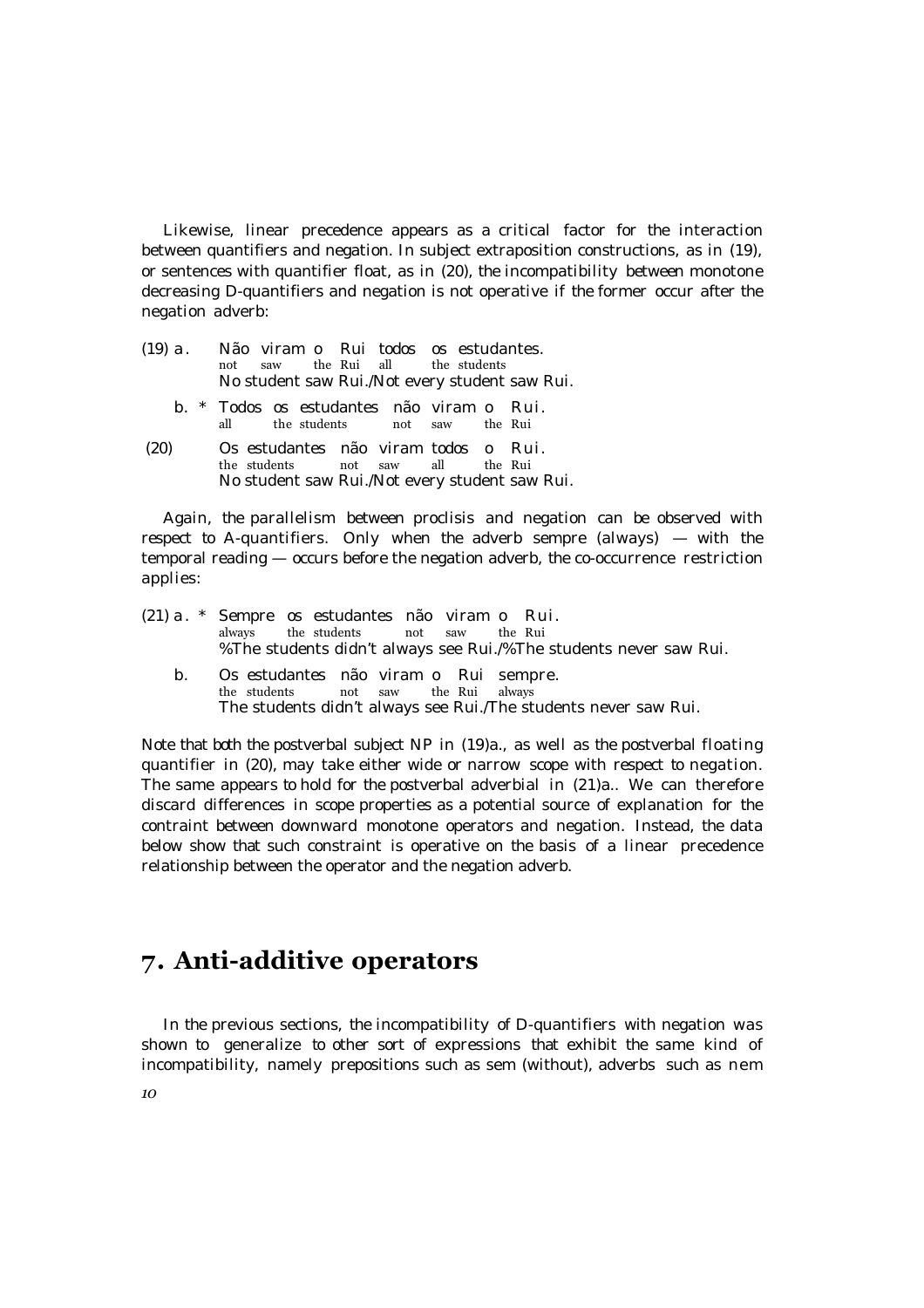Likewise, linear precedence appears as a critical factor for the interaction between quantifiers and negation. In subject extraposition constructions, as in (19), or sentences with quantifier float, as in (20), the incompatibility between monotone decreasing D-quantifiers and negation is not operative if the former occur after the negation adverb:

(19) a. Não viram o Rui *todos* os estudantes.
not saw the Rui all the students
No student saw Rui./Not every student saw Rui.

b. * *Todos* os estudantes não viram o Rui.
all the students not saw the Rui

(20) Os estudantes não viram *todos* o Rui.
the students not saw all the Rui
No student saw Rui./Not every student saw Rui.

Again, the parallelism between proclisis and negation can be observed with respect to A-quantifiers. Only when the adverb *sempre* (always) — with the temporal reading — occurs before the negation adverb, the co-occurrence restriction applies:

(21) a. * Sempre os estudantes não viram o Rui.
always the students not saw the Rui
%The students didn't always see Rui./%The students never saw Rui.

b. Os estudantes não viram o Rui sempre.
the students not saw the Rui always
The students didn't always see Rui./The students never saw Rui.

Note that both the postverbal subject NP in (19)a., as well as the postverbal floating quantifier in (20), may take either wide or narrow scope with respect to negation. The same appears to hold for the postverbal adverbial in (21)a.. We can therefore discard differences in scope properties as a potential source of explanation for the contraint between downward monotone operators and negation. Instead, the data below show that such constraint is operative on the basis of a linear precedence relationship between the operator and the negation adverb.

# 7. Anti-additive operators

In the previous sections, the incompatibility of D-quantifiers with negation was shown to generalize to other sort of expressions that exhibit the same kind of incompatibility, namely prepositions such as *sem* (without), adverbs such as *nem*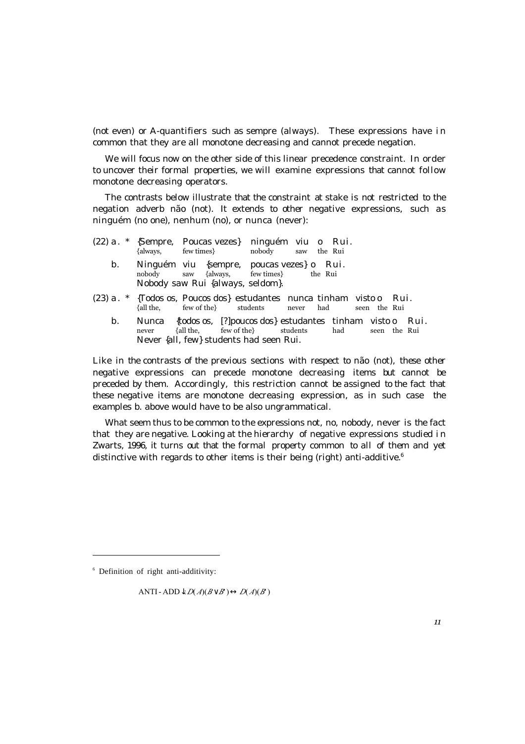(not even) or A-quantifiers such as sempre (always). These expressions have in common that they are all monotone decreasing and cannot precede negation.

We will focus now on the other side of this linear precedence constraint. In order to uncover their formal properties, we will examine expressions that cannot follow monotone decreasing operators.

The contrasts below illustrate that the constraint at stake is not restricted to the negation adverb não (not). It extends to other negative expressions, such as ninguém (no one), nenhum (no), or nunca (never):

(22) a. * {Sempre, Poucas vezes} ninguém viu o Rui.
{always, few times} nobody saw the Rui

b. Ninguém viu {sempre, poucas vezes} o Rui.
nobody saw {always, few times} the Rui
Nobody saw Rui {always, seldom}.

(23) a. * {Todos os, Poucos dos} estudantes nunca tinham visto o Rui.
{all the, few of the} students never had seen the Rui

b. Nunca {todos os, [?]poucos dos} estudantes tinham visto o Rui.
never {all the, few of the} students had seen the Rui
Never {all, few} students had seen Rui.

Like in the contrasts of the previous sections with respect to não (not), these other negative expressions can precede monotone decreasing items but cannot be preceded by them. Accordingly, this restriction cannot be assigned to the fact that these negative items are monotone decreasing expression, as in such case the examples b. above would have to be also ungrammatical.

What seem thus to be common to the expressions not, no, nobody, never is the fact that they are negative. Looking at the hierarchy of negative expressions studied in Zwarts, 1996, it turns out that the formal property common to all of them and yet distinctive with regards to other items is their being (right) anti-additive.[6]

---

[6] Definition of right anti-additivity:

$$\text{ANTI-ADD}\downarrow: D(A)(B \vee B') \leftrightarrow D(A)(B')$$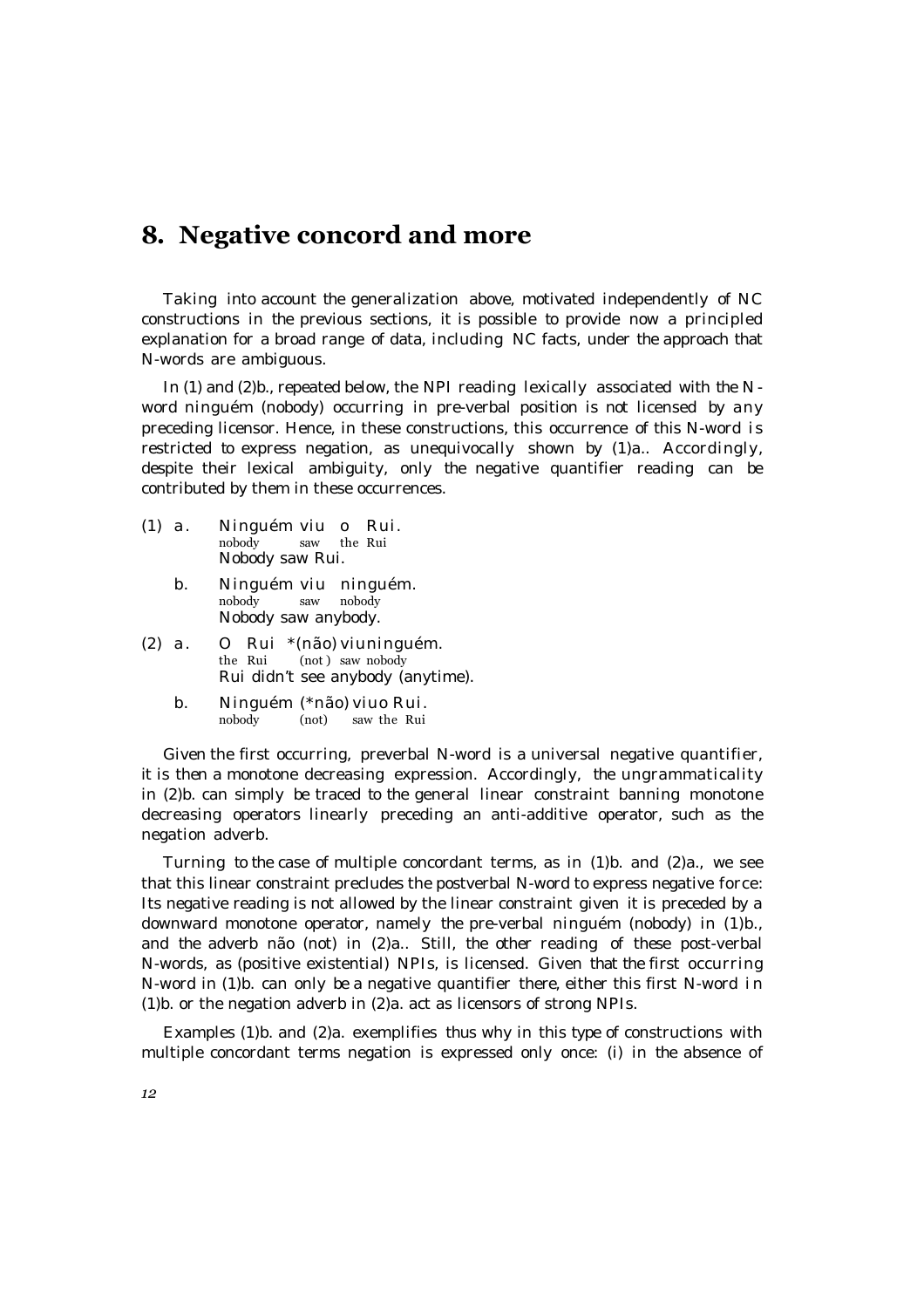# 8. Negative concord and more

Taking into account the generalization above, motivated independently of NC constructions in the previous sections, it is possible to provide now a principled explanation for a broad range of data, including NC facts, under the approach that N-words are ambiguous.

In (1) and (2)b., repeated below, the NPI reading lexically associated with the N-word *ninguém* (nobody) occurring in pre-verbal position is not licensed by any preceding licensor. Hence, in these constructions, this occurrence of this N-word is restricted to express negation, as unequivocally shown by (1)a.. Accordingly, despite their lexical ambiguity, only the negative quantifier reading can be contributed by them in these occurrences.

(1) a. Ninguém viu o Rui.
   nobody saw the Rui
   Nobody saw Rui.

   b. Ninguém viu ninguém.
   nobody saw nobody
   Nobody saw anybody.

(2) a. O Rui *(não) viu ninguém.
   the Rui (not) saw nobody
   Rui didn't see anybody (anytime).

   b. Ninguém (*não) viu o Rui.
   nobody (not) saw the Rui

Given the first occurring, preverbal N-word is a universal negative quantifier, it is then a monotone decreasing expression. Accordingly, the ungrammaticality in (2)b. can simply be traced to the general linear constraint banning monotone decreasing operators linearly preceding an anti-additive operator, such as the negation adverb.

Turning to the case of multiple concordant terms, as in (1)b. and (2)a., we see that this linear constraint precludes the postverbal N-word to express negative force: Its negative reading is not allowed by the linear constraint given it is preceded by a downward monotone operator, namely the pre-verbal *ninguém* (nobody) in (1)b., and the adverb *não* (not) in (2)a.. Still, the other reading of these post-verbal N-words, as (positive existential) NPIs, is licensed. Given that the first occurring N-word in (1)b. can only be a negative quantifier there, either this first N-word in (1)b. or the negation adverb in (2)a. act as licensors of strong NPIs.

Examples (1)b. and (2)a. exemplifies thus why in this type of constructions with multiple concordant terms negation is expressed only once: (i) in the absence of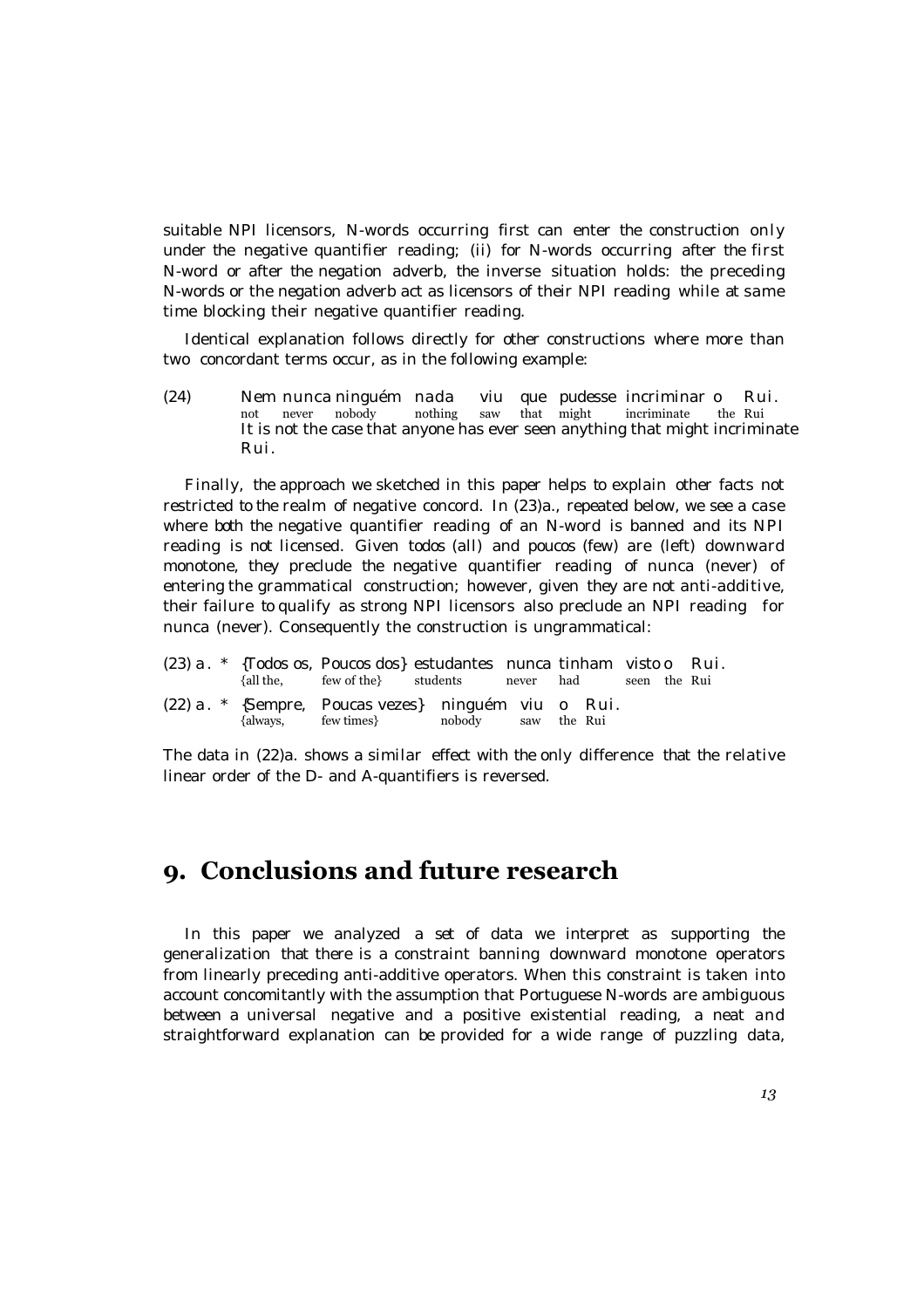suitable NPI licensors, N-words occurring first can enter the construction only under the negative quantifier reading; (ii) for N-words occurring after the first N-word or after the negation adverb, the inverse situation holds: the preceding N-words or the negation adverb act as licensors of their NPI reading while at same time blocking their negative quantifier reading.

Identical explanation follows directly for other constructions where more than two concordant terms occur, as in the following example:

(24) Nem nunca ninguém nada viu que pudesse incriminar o Rui.
not never nobody nothing saw that might incriminate the Rui
It is not the case that anyone has ever seen anything that might incriminate Rui.

Finally, the approach we sketched in this paper helps to explain other facts not restricted to the realm of negative concord. In (23)a., repeated below, we see a case where both the negative quantifier reading of an N-word is banned and its NPI reading is not licensed. Given *todos* (all) and *poucos* (few) are (left) downward monotone, they preclude the negative quantifier reading of *nunca* (never) of entering the grammatical construction; however, given they are not anti-additive, their failure to qualify as strong NPI licensors also preclude an NPI reading for *nunca* (never). Consequently the construction is ungrammatical:

(23) a. * {Todos os, Poucos dos} estudantes nunca tinham visto o Rui.
{all the, few of the} students never had seen the Rui

(22) a. * {Sempre, Poucas vezes} ninguém viu o Rui.
{always, few times} nobody saw the Rui

The data in (22)a. shows a similar effect with the only difference that the relative linear order of the D- and A-quantifiers is reversed.

# 9. Conclusions and future research

In this paper we analyzed a set of data we interpret as supporting the generalization that there is a constraint banning downward monotone operators from linearly preceding anti-additive operators. When this constraint is taken into account concomitantly with the assumption that Portuguese N-words are ambiguous between a universal negative and a positive existential reading, a neat and straightforward explanation can be provided for a wide range of puzzling data,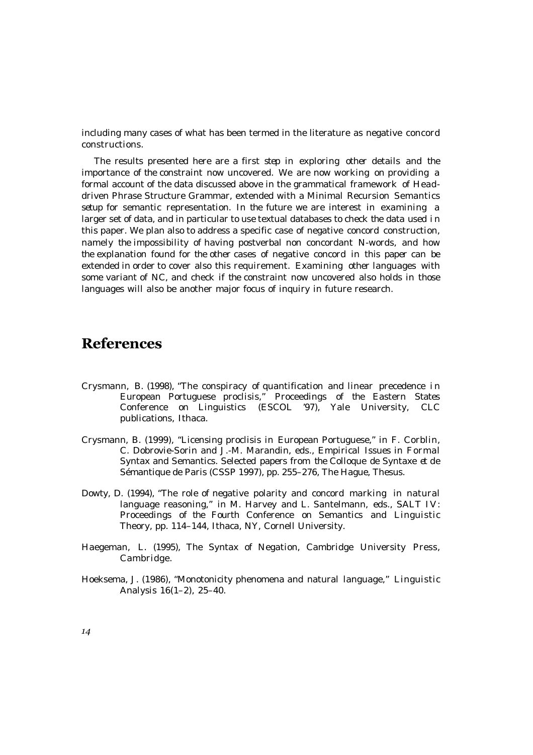including many cases of what has been termed in the literature as negative concord constructions.

The results presented here are a first step in exploring other details and the importance of the constraint now uncovered. We are now working on providing a formal account of the data discussed above in the grammatical framework of Head-driven Phrase Structure Grammar, extended with a Minimal Recursion Semantics setup for semantic representation. In the future we are interest in examining a larger set of data, and in particular to use textual databases to check the data used in this paper. We plan also to address a specific case of negative concord construction, namely the impossibility of having postverbal non concordant N-words, and how the explanation found for the other cases of negative concord in this paper can be extended in order to cover also this requirement. Examining other languages with some variant of NC, and check if the constraint now uncovered also holds in those languages will also be another major focus of inquiry in future research.

## References

Crysmann, B. (1998), "The conspiracy of quantification and linear precedence in European Portuguese proclisis," Proceedings of the Eastern States Conference on Linguistics (ESCOL '97), Yale University, CLC publications, Ithaca.

Crysmann, B. (1999), "Licensing proclisis in European Portuguese," in F. Corblin, C. Dobrovie-Sorin and J.-M. Marandin, eds., Empirical Issues in Formal Syntax and Semantics. Selected papers from the Colloque de Syntaxe et de Sémantique de Paris (CSSP 1997), pp. 255–276, The Hague, Thesus.

Dowty, D. (1994), "The role of negative polarity and concord marking in natural language reasoning," in M. Harvey and L. Santelmann, eds., SALT IV: Proceedings of the Fourth Conference on Semantics and Linguistic Theory, pp. 114–144, Ithaca, NY, Cornell University.

Haegeman, L. (1995), The Syntax of Negation, Cambridge University Press, Cambridge.

Hoeksema, J. (1986), "Monotonicity phenomena and natural language," Linguistic Analysis 16(1–2), 25–40.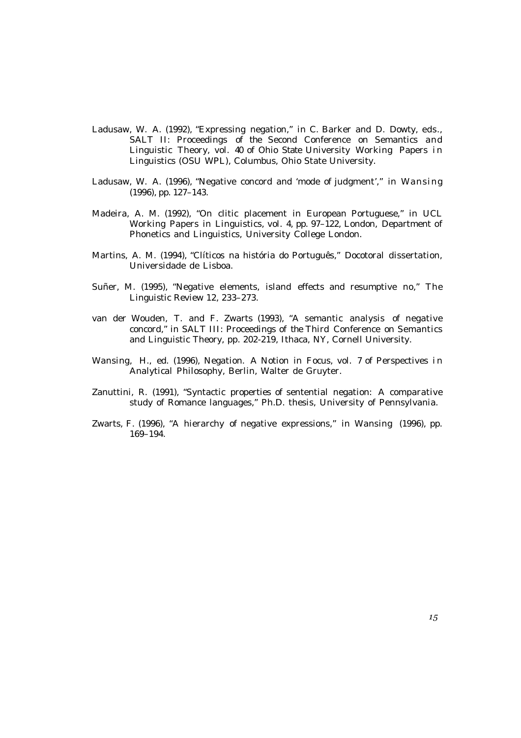Ladusaw, W. A. (1992), "Expressing negation," in C. Barker and D. Dowty, eds., *SALT II: Proceedings of the Second Conference on Semantics and Linguistic Theory*, vol. 40 of *Ohio State University Working Papers in Linguistics (OSU WPL)*, Columbus, Ohio State University.

Ladusaw, W. A. (1996), "Negative concord and 'mode of judgment'," in Wansing (1996), pp. 127–143.

Madeira, A. M. (1992), "On clitic placement in European Portuguese," in *UCL Working Papers in Linguistics*, vol. 4, pp. 97–122, London, Department of Phonetics and Linguistics, University College London.

Martins, A. M. (1994), "Clíticos na história do Português," Docotoral dissertation, Universidade de Lisboa.

Suñer, M. (1995), "Negative elements, island effects and resumptive no," *The Linguistic Review* 12, 233–273.

van der Wouden, T. and F. Zwarts (1993), "A semantic analysis of negative concord," in *SALT III: Proceedings of the Third Conference on Semantics and Linguistic Theory*, pp. 202-219, Ithaca, NY, Cornell University.

Wansing, H., ed. (1996), *Negation. A Notion in Focus*, vol. 7 of *Perspectives in Analytical Philosophy*, Berlin, Walter de Gruyter.

Zanuttini, R. (1991), "Syntactic properties of sentential negation: A comparative study of Romance languages," Ph.D. thesis, University of Pennsylvania.

Zwarts, F. (1996), "A hierarchy of negative expressions," in Wansing (1996), pp. 169–194.